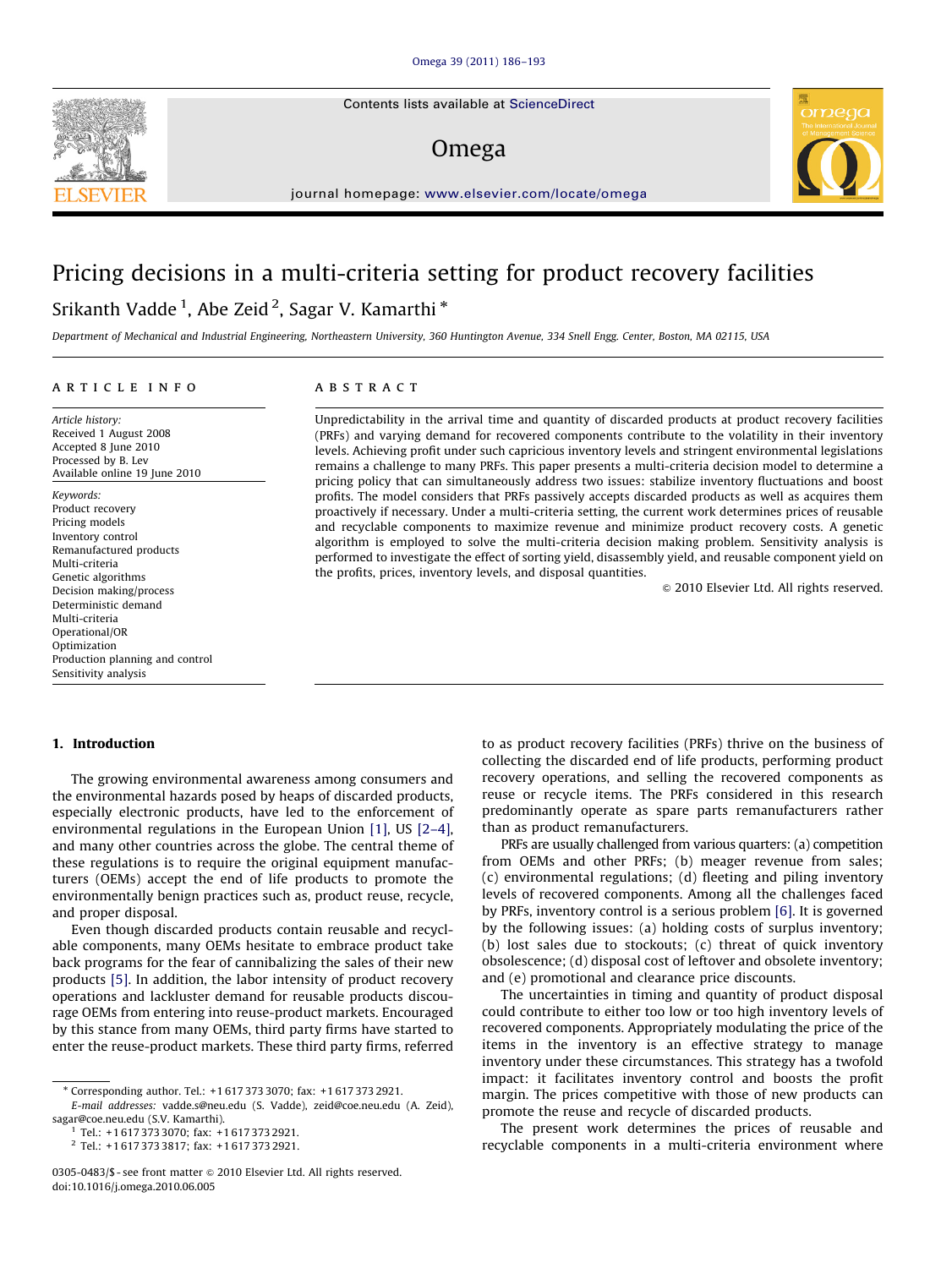# Pricing decisions in a multi-criteria setting for product recovery facilities

Srikanth Vadde [1], Abe Zeid [2], Sagar V. Kamarthi *

*Department of Mechanical and Industrial Engineering, Northeastern University, 360 Huntington Avenue, 334 Snell Engg. Center, Boston, MA 02115, USA*

## ARTICLE INFO

*Article history:*
Received 1 August 2008
Accepted 8 June 2010
Processed by B. Lev
Available online 19 June 2010

*Keywords:*
Product recovery
Pricing models
Inventory control
Remanufactured products
Multi-criteria
Genetic algorithms
Decision making/process
Deterministic demand
Multi-criteria
Operational/OR
Optimization
Production planning and control
Sensitivity analysis

## ABSTRACT

Unpredictability in the arrival time and quantity of discarded products at product recovery facilities (PRFs) and varying demand for recovered components contribute to the volatility in their inventory levels. Achieving profit under such capricious inventory levels and stringent environmental legislations remains a challenge to many PRFs. This paper presents a multi-criteria decision model to determine a pricing policy that can simultaneously address two issues: stabilize inventory fluctuations and boost profits. The model considers that PRFs passively accepts discarded products as well as acquires them proactively if necessary. Under a multi-criteria setting, the current work determines prices of reusable and recyclable components to maximize revenue and minimize product recovery costs. A genetic algorithm is employed to solve the multi-criteria decision making problem. Sensitivity analysis is performed to investigate the effect of sorting yield, disassembly yield, and reusable component yield on the profits, prices, inventory levels, and disposal quantities.

© 2010 Elsevier Ltd. All rights reserved.

## 1. Introduction

The growing environmental awareness among consumers and the environmental hazards posed by heaps of discarded products, especially electronic products, have led to the enforcement of environmental regulations in the European Union [1], US [2–4], and many other countries across the globe. The central theme of these regulations is to require the original equipment manufacturers (OEMs) accept the end of life products to promote the environmentally benign practices such as, product reuse, recycle, and proper disposal.

Even though discarded products contain reusable and recyclable components, many OEMs hesitate to embrace product take back programs for the fear of cannibalizing the sales of their new products [5]. In addition, the labor intensity of product recovery operations and lackluster demand for reusable products discourage OEMs from entering into reuse-product markets. Encouraged by this stance from many OEMs, third party firms have started to enter the reuse-product markets. These third party firms, referred to as product recovery facilities (PRFs) thrive on the business of collecting the discarded end of life products, performing product recovery operations, and selling the recovered components as reuse or recycle items. The PRFs considered in this research predominantly operate as spare parts remanufacturers rather than as product remanufacturers.

PRFs are usually challenged from various quarters: (a) competition from OEMs and other PRFs; (b) meager revenue from sales; (c) environmental regulations; (d) fleeting and piling inventory levels of recovered components. Among all the challenges faced by PRFs, inventory control is a serious problem [6]. It is governed by the following issues: (a) holding costs of surplus inventory; (b) lost sales due to stockouts; (c) threat of quick inventory obsolescence; (d) disposal cost of leftover and obsolete inventory; and (e) promotional and clearance price discounts.

The uncertainties in timing and quantity of product disposal could contribute to either too low or too high inventory levels of recovered components. Appropriately modulating the price of the items in the inventory is an effective strategy to manage inventory under these circumstances. This strategy has a twofold impact: it facilitates inventory control and boosts the profit margin. The prices competitive with those of new products can promote the reuse and recycle of discarded products.

The present work determines the prices of reusable and recyclable components in a multi-criteria environment where

---

* Corresponding author. Tel.: +1 617 373 3070; fax: +1 617 373 2921.
E-mail addresses: vadde.s@neu.edu (S. Vadde), zeid@coe.neu.edu (A. Zeid), sagar@coe.neu.edu (S.V. Kamarthi).

[1] Tel.: +1 617 373 3070; fax: +1 617 373 2921.

[2] Tel.: +1 617 373 3817; fax: +1 617 373 2921.

0305-0483/$ - see front matter © 2010 Elsevier Ltd. All rights reserved.
doi:10.1016/j.omega.2010.06.005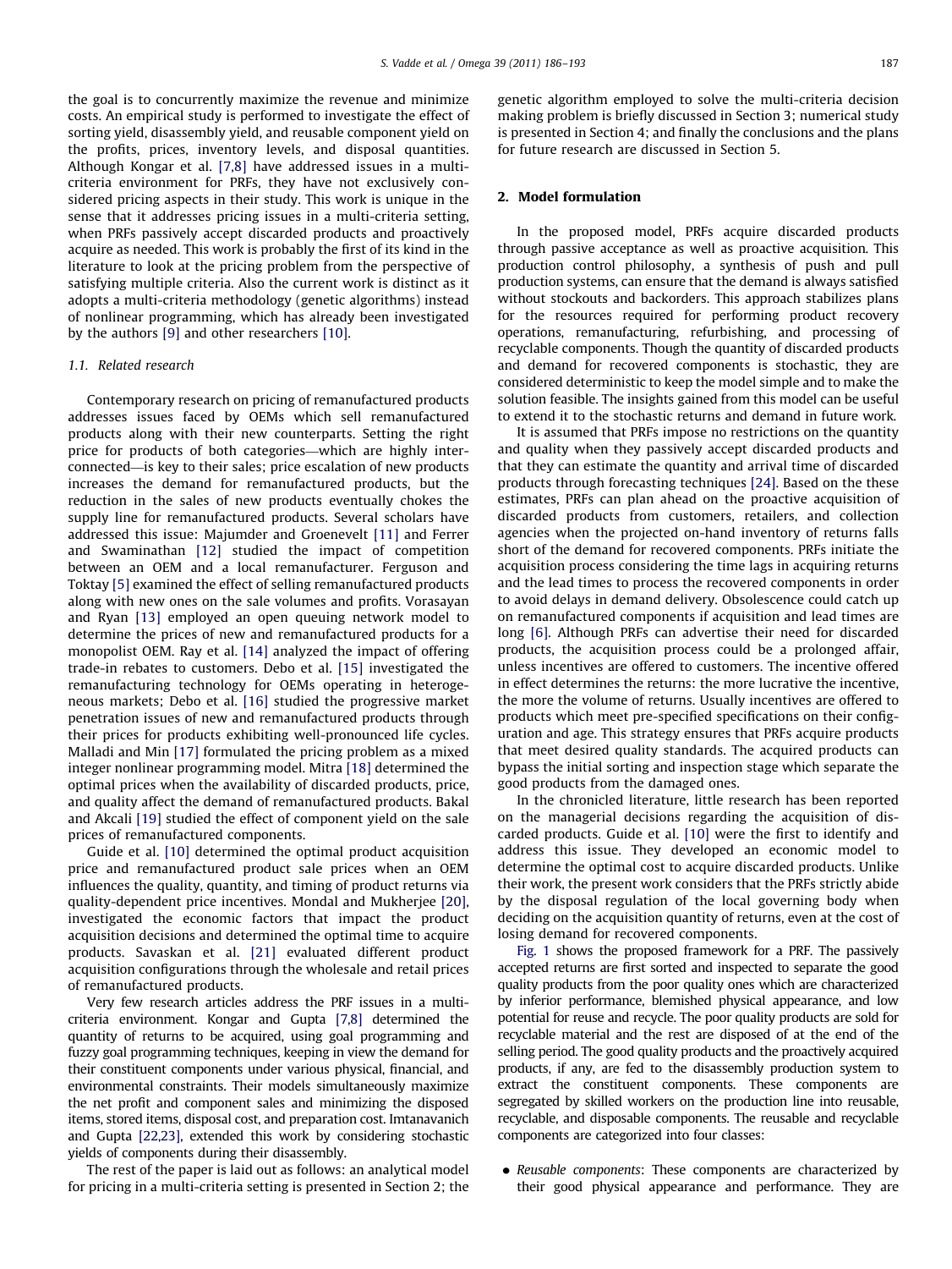the goal is to concurrently maximize the revenue and minimize costs. An empirical study is performed to investigate the effect of sorting yield, disassembly yield, and reusable component yield on the profits, prices, inventory levels, and disposal quantities. Although Kongar et al. [7,8] have addressed issues in a multi-criteria environment for PRFs, they have not exclusively considered pricing aspects in their study. This work is unique in the sense that it addresses pricing issues in a multi-criteria setting, when PRFs passively accept discarded products and proactively acquire as needed. This work is probably the first of its kind in the literature to look at the pricing problem from the perspective of satisfying multiple criteria. Also the current work is distinct as it adopts a multi-criteria methodology (genetic algorithms) instead of nonlinear programming, which has already been investigated by the authors [9] and other researchers [10].

### 1.1. Related research

Contemporary research on pricing of remanufactured products addresses issues faced by OEMs which sell remanufactured products along with their new counterparts. Setting the right price for products of both categories—which are highly interconnected—is key to their sales; price escalation of new products increases the demand for remanufactured products, but the reduction in the sales of new products eventually chokes the supply line for remanufactured products. Several scholars have addressed this issue: Majumder and Groenevelt [11] and Ferrer and Swaminathan [12] studied the impact of competition between an OEM and a local remanufacturer. Ferguson and Toktay [5] examined the effect of selling remanufactured products along with new ones on the sale volumes and profits. Vorasayan and Ryan [13] employed an open queuing network model to determine the prices of new and remanufactured products for a monopolist OEM. Ray et al. [14] analyzed the impact of offering trade-in rebates to customers. Debo et al. [15] investigated the remanufacturing technology for OEMs operating in heterogeneous markets; Debo et al. [16] studied the progressive market penetration issues of new and remanufactured products through their prices for products exhibiting well-pronounced life cycles. Malladi and Min [17] formulated the pricing problem as a mixed integer nonlinear programming model. Mitra [18] determined the optimal prices when the availability of discarded products, price, and quality affect the demand of remanufactured products. Bakal and Akcali [19] studied the effect of component yield on the sale prices of remanufactured components.

Guide et al. [10] determined the optimal product acquisition price and remanufactured product sale prices when an OEM influences the quality, quantity, and timing of product returns via quality-dependent price incentives. Mondal and Mukherjee [20], investigated the economic factors that impact the product acquisition decisions and determined the optimal time to acquire products. Savaskan et al. [21] evaluated different product acquisition configurations through the wholesale and retail prices of remanufactured products.

Very few research articles address the PRF issues in a multi-criteria environment. Kongar and Gupta [7,8] determined the quantity of returns to be acquired, using goal programming and fuzzy goal programming techniques, keeping in view the demand for their constituent components under various physical, financial, and environmental constraints. Their models simultaneously maximize the net profit and component sales and minimizing the disposed items, stored items, disposal cost, and preparation cost. Imtanavanich and Gupta [22,23], extended this work by considering stochastic yields of components during their disassembly.

The rest of the paper is laid out as follows: an analytical model for pricing in a multi-criteria setting is presented in Section 2; the genetic algorithm employed to solve the multi-criteria decision making problem is briefly discussed in Section 3; numerical study is presented in Section 4; and finally the conclusions and the plans for future research are discussed in Section 5.

## 2. Model formulation

In the proposed model, PRFs acquire discarded products through passive acceptance as well as proactive acquisition. This production control philosophy, a synthesis of push and pull production systems, can ensure that the demand is always satisfied without stockouts and backorders. This approach stabilizes plans for the resources required for performing product recovery operations, remanufacturing, refurbishing, and processing of recyclable components. Though the quantity of discarded products and demand for recovered components is stochastic, they are considered deterministic to keep the model simple and to make the solution feasible. The insights gained from this model can be useful to extend it to the stochastic returns and demand in future work.

It is assumed that PRFs impose no restrictions on the quantity and quality when they passively accept discarded products and that they can estimate the quantity and arrival time of discarded products through forecasting techniques [24]. Based on the these estimates, PRFs can plan ahead on the proactive acquisition of discarded products from customers, retailers, and collection agencies when the projected on-hand inventory of returns falls short of the demand for recovered components. PRFs initiate the acquisition process considering the time lags in acquiring returns and the lead times to process the recovered components in order to avoid delays in demand delivery. Obsolescence could catch up on remanufactured components if acquisition and lead times are long [6]. Although PRFs can advertise their need for discarded products, the acquisition process could be a prolonged affair, unless incentives are offered to customers. The incentive offered in effect determines the returns: the more lucrative the incentive, the more the volume of returns. Usually incentives are offered to products which meet pre-specified specifications on their configuration and age. This strategy ensures that PRFs acquire products that meet desired quality standards. The acquired products can bypass the initial sorting and inspection stage which separate the good products from the damaged ones.

In the chronicled literature, little research has been reported on the managerial decisions regarding the acquisition of discarded products. Guide et al. [10] were the first to identify and address this issue. They developed an economic model to determine the optimal cost to acquire discarded products. Unlike their work, the present work considers that the PRFs strictly abide by the disposal regulation of the local governing body when deciding on the acquisition quantity of returns, even at the cost of losing demand for recovered components.

Fig. 1 shows the proposed framework for a PRF. The passively accepted returns are first sorted and inspected to separate the good quality products from the poor quality ones which are characterized by inferior performance, blemished physical appearance, and low potential for reuse and recycle. The poor quality products are sold for recyclable material and the rest are disposed of at the end of the selling period. The good quality products and the proactively acquired products, if any, are fed to the disassembly production system to extract the constituent components. These components are segregated by skilled workers on the production line into reusable, recyclable, and disposable components. The reusable and recyclable components are categorized into four classes:

- *Reusable components*: These components are characterized by their good physical appearance and performance. They are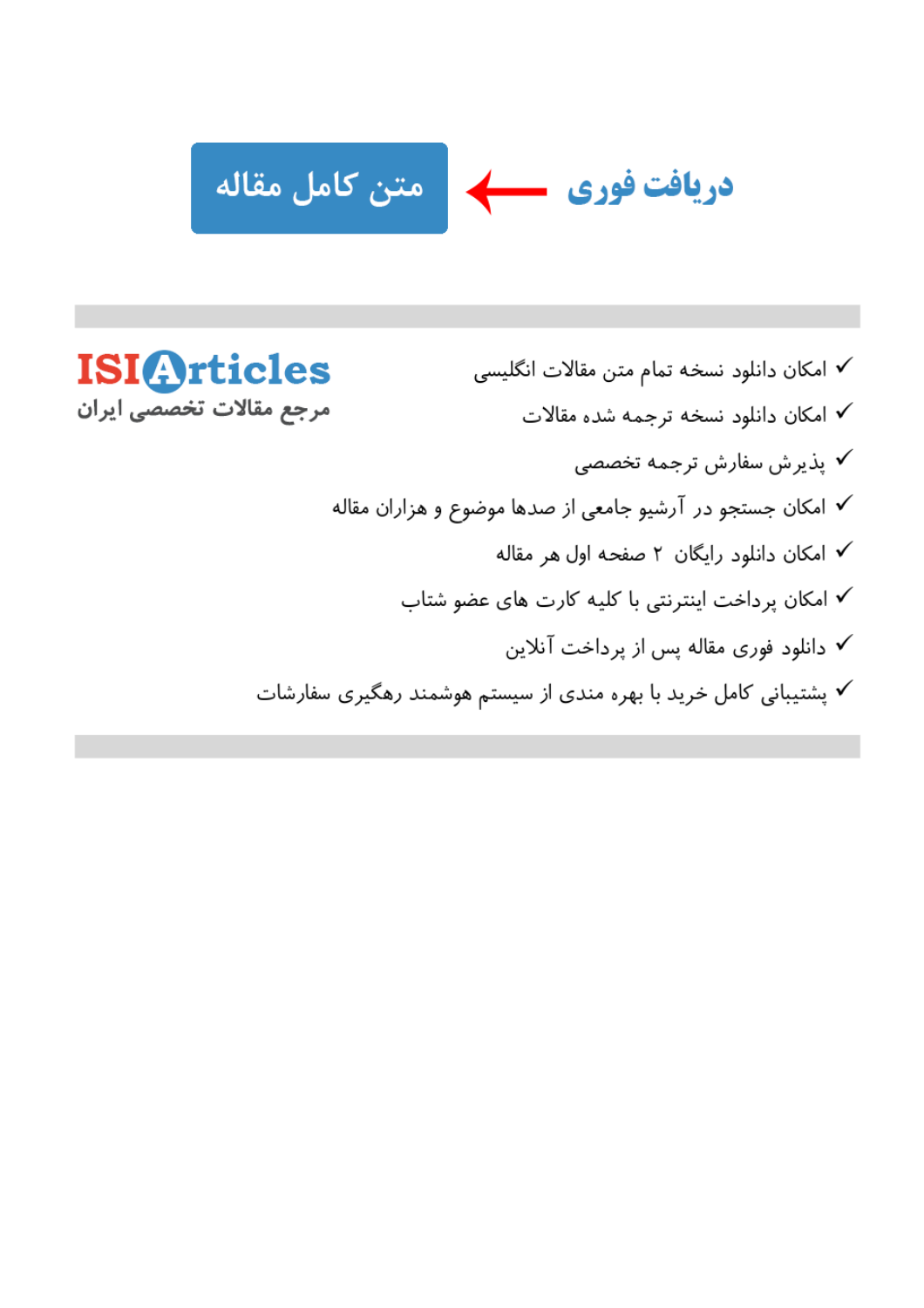دریافت فوری ← متن کامل مقاله

**ISIArticles**
مرجع مقالات تخصصی ایران

- ✓ امکان دانلود نسخه تمام متن مقالات انگلیسی
- ✓ امکان دانلود نسخه ترجمه شده مقالات
- ✓ پذیرش سفارش ترجمه تخصصی
- ✓ امکان جستجو در آرشیو جامعی از صدها موضوع و هزاران مقاله
- ✓ امکان دانلود رایگان ۲ صفحه اول هر مقاله
- ✓ امکان پرداخت اینترنتی با کلیه کارت های عضو شتاب
- ✓ دانلود فوری مقاله پس از پرداخت آنلاین
- ✓ پشتیبانی کامل خرید با بهره مندی از سیستم هوشمند رهگیری سفارشات